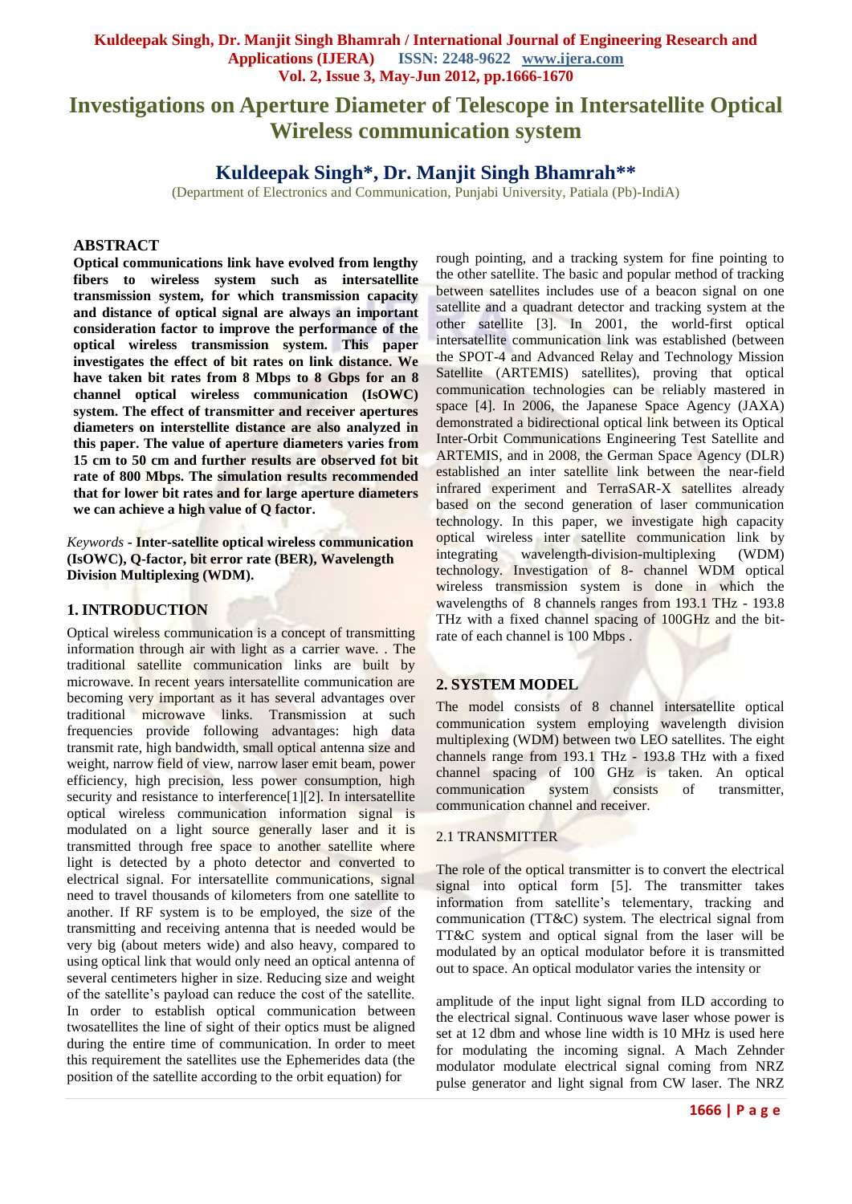# Investigations on Aperture Diameter of Telescope in Intersatellite Optical Wireless communication system

## Kuldeepak Singh*, Dr. Manjit Singh Bhamrah**

(Department of Electronics and Communication, Punjabi University, Patiala (Pb)-IndiA)

## ABSTRACT

**Optical communications link have evolved from lengthy fibers to wireless system such as intersatellite transmission system, for which transmission capacity and distance of optical signal are always an important consideration factor to improve the performance of the optical wireless transmission system. This paper investigates the effect of bit rates on link distance. We have taken bit rates from 8 Mbps to 8 Gbps for an 8 channel optical wireless communication (IsOWC) system. The effect of transmitter and receiver apertures diameters on interstellite distance are also analyzed in this paper. The value of aperture diameters varies from 15 cm to 50 cm and further results are observed fot bit rate of 800 Mbps. The simulation results recommended that for lower bit rates and for large aperture diameters we can achieve a high value of Q factor.**

*Keywords* - **Inter-satellite optical wireless communication (IsOWC), Q-factor, bit error rate (BER), Wavelength Division Multiplexing (WDM).**

## 1. INTRODUCTION

Optical wireless communication is a concept of transmitting information through air with light as a carrier wave. . The traditional satellite communication links are built by microwave. In recent years intersatellite communication are becoming very important as it has several advantages over traditional microwave links. Transmission at such frequencies provide following advantages: high data transmit rate, high bandwidth, small optical antenna size and weight, narrow field of view, narrow laser emit beam, power efficiency, high precision, less power consumption, high security and resistance to interference[1][2]. In intersatellite optical wireless communication information signal is modulated on a light source generally laser and it is transmitted through free space to another satellite where light is detected by a photo detector and converted to electrical signal. For intersatellite communications, signal need to travel thousands of kilometers from one satellite to another. If RF system is to be employed, the size of the transmitting and receiving antenna that is needed would be very big (about meters wide) and also heavy, compared to using optical link that would only need an optical antenna of several centimeters higher in size. Reducing size and weight of the satellite's payload can reduce the cost of the satellite. In order to establish optical communication between twosatellites the line of sight of their optics must be aligned during the entire time of communication. In order to meet this requirement the satellites use the Ephemerides data (the position of the satellite according to the orbit equation) for rough pointing, and a tracking system for fine pointing to the other satellite. The basic and popular method of tracking between satellites includes use of a beacon signal on one satellite and a quadrant detector and tracking system at the other satellite [3]. In 2001, the world-first optical intersatellite communication link was established (between the SPOT-4 and Advanced Relay and Technology Mission Satellite (ARTEMIS) satellites), proving that optical communication technologies can be reliably mastered in space [4]. In 2006, the Japanese Space Agency (JAXA) demonstrated a bidirectional optical link between its Optical Inter-Orbit Communications Engineering Test Satellite and ARTEMIS, and in 2008, the German Space Agency (DLR) established an inter satellite link between the near-field infrared experiment and TerraSAR-X satellites already based on the second generation of laser communication technology. In this paper, we investigate high capacity optical wireless inter satellite communication link by integrating wavelength-division-multiplexing (WDM) technology. Investigation of 8- channel WDM optical wireless transmission system is done in which the wavelengths of 8 channels ranges from 193.1 THz - 193.8 THz with a fixed channel spacing of 100GHz and the bit-rate of each channel is 100 Mbps .

## 2. SYSTEM MODEL

The model consists of 8 channel intersatellite optical communication system employing wavelength division multiplexing (WDM) between two LEO satellites. The eight channels range from 193.1 THz - 193.8 THz with a fixed channel spacing of 100 GHz is taken. An optical communication system consists of transmitter, communication channel and receiver.

### 2.1 TRANSMITTER

The role of the optical transmitter is to convert the electrical signal into optical form [5]. The transmitter takes information from satellite's telementary, tracking and communication (TT&C) system. The electrical signal from TT&C system and optical signal from the laser will be modulated by an optical modulator before it is transmitted out to space. An optical modulator varies the intensity or amplitude of the input light signal from ILD according to the electrical signal. Continuous wave laser whose power is set at 12 dbm and whose line width is 10 MHz is used here for modulating the incoming signal. A Mach Zehnder modulator modulate electrical signal coming from NRZ pulse generator and light signal from CW laser. The NRZ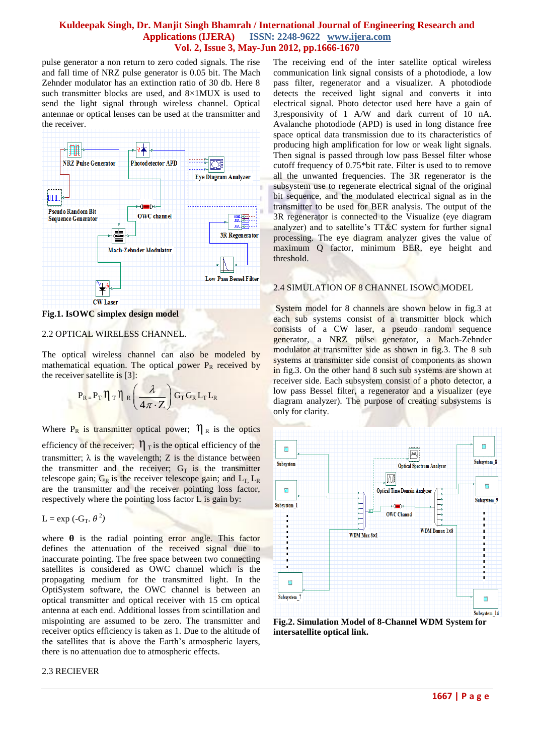pulse generator a non return to zero coded signals. The rise and fall time of NRZ pulse generator is 0.05 bit. The Mach Zehnder modulator has an extinction ratio of 30 db. Here 8 such transmitter blocks are used, and 8×1MUX is used to send the light signal through wireless channel. Optical antennae or optical lenses can be used at the transmitter and the receiver.

**Fig.1. IsOWC simplex design model**

## 2.2 OPTICAL WIRELESS CHANNEL.

The optical wireless channel can also be modeled by mathematical equation. The optical power $P_R$ received by the receiver satellite is [3]:

$$P_R = P_T \eta_T \eta_R \left(\frac{\lambda}{4\pi \cdot Z}\right) G_T G_R L_T L_R$$

Where $P_R$ is transmitter optical power; $\eta_R$ is the optics efficiency of the receiver; $\eta_T$ is the optical efficiency of the transmitter; $\lambda$ is the wavelength; Z is the distance between the transmitter and the receiver; $G_T$ is the transmitter telescope gain; $G_R$ is the receiver telescope gain; and $L_T$, $L_R$ are the transmitter and the receiver pointing loss factor, respectively where the pointing loss factor L is gain by:

$$L = \exp(-G_T . \theta^2)$$

where **θ** is the radial pointing error angle. This factor defines the attenuation of the received signal due to inaccurate pointing. The free space between two connecting satellites is considered as OWC channel which is the propagating medium for the transmitted light. In the OptiSystem software, the OWC channel is between an optical transmitter and optical receiver with 15 cm optical antenna at each end. Additional losses from scintillation and mispointing are assumed to be zero. The transmitter and receiver optics efficiency is taken as 1. Due to the altitude of the satellites that is above the Earth's atmospheric layers, there is no attenuation due to atmospheric effects.

## 2.3 RECIEVER

The receiving end of the inter satellite optical wireless communication link signal consists of a photodiode, a low pass filter, regenerator and a visualizer. A photodiode detects the received light signal and converts it into electrical signal. Photo detector used here have a gain of 3,responsivity of 1 A/W and dark current of 10 nA. Avalanche photodiode (APD) is used in long distance free space optical data transmission due to its characteristics of producing high amplification for low or weak light signals. Then signal is passed through low pass Bessel filter whose cutoff frequency of 0.75*bit rate. Filter is used to to remove all the unwanted frequencies. The 3R regenerator is the subsystem use to regenerate electrical signal of the original bit sequence, and the modulated electrical signal as in the transmitter to be used for BER analysis. The output of the 3R regenerator is connected to the Visualize (eye diagram analyzer) and to satellite's TT&C system for further signal processing. The eye diagram analyzer gives the value of maximum Q factor, minimum BER, eye height and threshold.

## 2.4 SIMULATION OF 8 CHANNEL ISOWC MODEL

System model for 8 channels are shown below in fig.3 at each sub systems consist of a transmitter block which consists of a CW laser, a pseudo random sequence generator, a NRZ pulse generator, a Mach-Zehnder modulator at transmitter side as shown in fig.3. The 8 sub systems at transmitter side consist of components as shown in fig.3. On the other hand 8 such sub systems are shown at receiver side. Each subsystem consist of a photo detector, a low pass Bessel filter, a regenerator and a visualizer (eye diagram analyzer). The purpose of creating subsystems is only for clarity.

**Fig.2. Simulation Model of 8-Channel WDM System for intersatellite optical link.**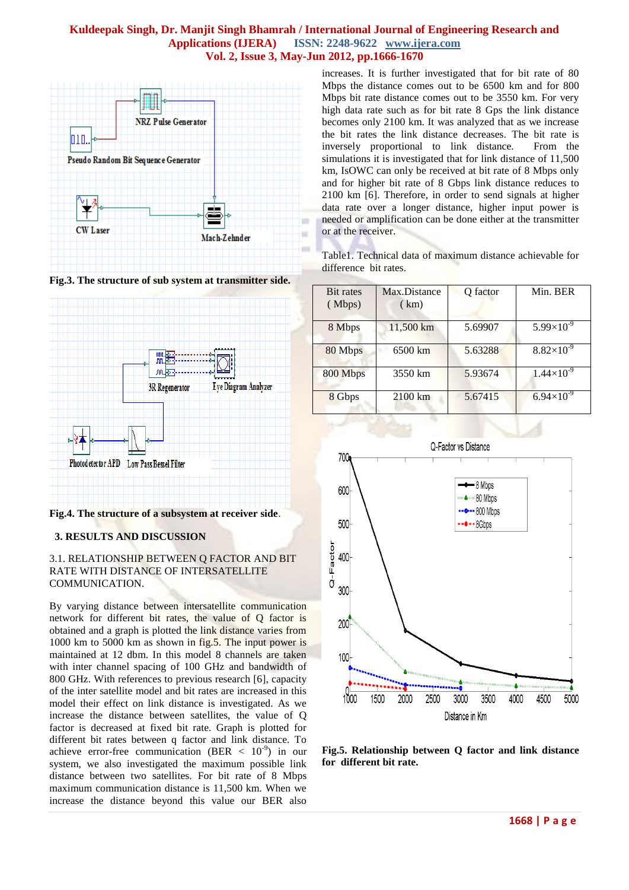**Fig.3. The structure of sub system at transmitter side.**

**Fig.4. The structure of a subsystem at receiver side**.

## 3. RESULTS AND DISCUSSION

### 3.1. RELATIONSHIP BETWEEN Q FACTOR AND BIT RATE WITH DISTANCE OF INTERSATELLITE COMMUNICATION.

By varying distance between intersatellite communication network for different bit rates, the value of Q factor is obtained and a graph is plotted the link distance varies from 1000 km to 5000 km as shown in fig.5. The input power is maintained at 12 dbm. In this model 8 channels are taken with inter channel spacing of 100 GHz and bandwidth of 800 GHz. With references to previous research [6], capacity of the inter satellite model and bit rates are increased in this model their effect on link distance is investigated. As we increase the distance between satellites, the value of Q factor is decreased at fixed bit rate. Graph is plotted for different bit rates between q factor and link distance. To achieve error-free communication (BER < $10^{-9}$) in our system, we also investigated the maximum possible link distance between two satellites. For bit rate of 8 Mbps maximum communication distance is 11,500 km. When we increase the distance beyond this value our BER also increases. It is further investigated that for bit rate of 80 Mbps the distance comes out to be 6500 km and for 800 Mbps bit rate distance comes out to be 3550 km. For very high data rate such as for bit rate 8 Gps the link distance becomes only 2100 km. It was analyzed that as we increase the bit rates the link distance decreases. The bit rate is inversely proportional to link distance. From the simulations it is investigated that for link distance of 11,500 km, IsOWC can only be received at bit rate of 8 Mbps only and for higher bit rate of 8 Gbps link distance reduces to 2100 km [6]. Therefore, in order to send signals at higher data rate over a longer distance, higher input power is needed or amplification can be done either at the transmitter or at the receiver.

Table1. Technical data of maximum distance achievable for difference bit rates.

| Bit rates (Mbps) | Max.Distance (km) | Q factor | Min. BER |
|---|---|---|---|
| 8 Mbps | 11,500 km | 5.69907 | $5.99 \times 10^{-9}$ |
| 80 Mbps | 6500 km | 5.63288 | $8.82 \times 10^{-9}$ |
| 800 Mbps | 3550 km | 5.93674 | $1.44 \times 10^{-9}$ |
| 8 Gbps | 2100 km | 5.67415 | $6.94 \times 10^{-9}$ |

**Fig.5. Relationship between Q factor and link distance for different bit rate.**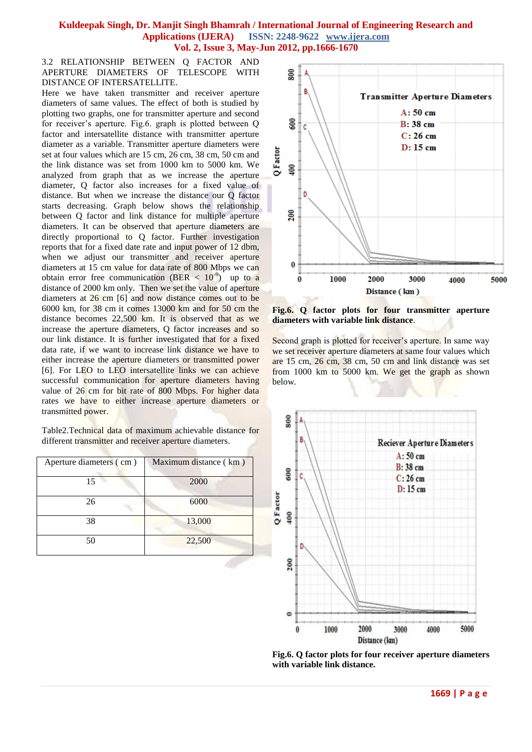### 3.2 RELATIONSHIP BETWEEN Q FACTOR AND APERTURE DIAMETERS OF TELESCOPE WITH DISTANCE OF INTERSATELLITE.

Here we have taken transmitter and receiver aperture diameters of same values. The effect of both is studied by plotting two graphs, one for transmitter aperture and second for receiver's aperture. Fig.6. graph is plotted between Q factor and intersatellite distance with transmitter aperture diameter as a variable. Transmitter aperture diameters were set at four values which are 15 cm, 26 cm, 38 cm, 50 cm and the link distance was set from 1000 km to 5000 km. We analyzed from graph that as we increase the aperture diameter, Q factor also increases for a fixed value of distance. But when we increase the distance our Q factor starts decreasing. Graph below shows the relationship between Q factor and link distance for multiple aperture diameters. It can be observed that aperture diameters are directly proportional to Q factor. Further investigation reports that for a fixed date rate and input power of 12 dbm, when we adjust our transmitter and receiver aperture diameters at 15 cm value for data rate of 800 Mbps we can obtain error free communication (BER < $10^{-9}$) up to a distance of 2000 km only. Then we set the value of aperture diameters at 26 cm [6] and now distance comes out to be 6000 km, for 38 cm it comes 13000 km and for 50 cm the distance becomes 22,500 km. It is observed that as we increase the aperture diameters, Q factor increases and so our link distance. It is further investigated that for a fixed data rate, if we want to increase link distance we have to either increase the aperture diameters or transmitted power [6]. For LEO to LEO intersatellite links we can achieve successful communication for aperture diameters having value of 26 cm for bit rate of 800 Mbps. For higher data rates we have to either increase aperture diameters or transmitted power.

Table2.Technical data of maximum achievable distance for different transmitter and receiver aperture diameters.

| Aperture diameters ( cm ) | Maximum distance ( km ) |
|---|---|
| 15 | 2000 |
| 26 | 6000 |
| 38 | 13,000 |
| 50 | 22,500 |

**Fig.6. Q factor plots for four transmitter aperture diameters with variable link distance.**

Second graph is plotted for receiver's aperture. In same way we set receiver aperture diameters at same four values which are 15 cm, 26 cm, 38 cm, 50 cm and link distance was set from 1000 km to 5000 km. We get the graph as shown below.

**Fig.6. Q factor plots for four receiver aperture diameters with variable link distance.**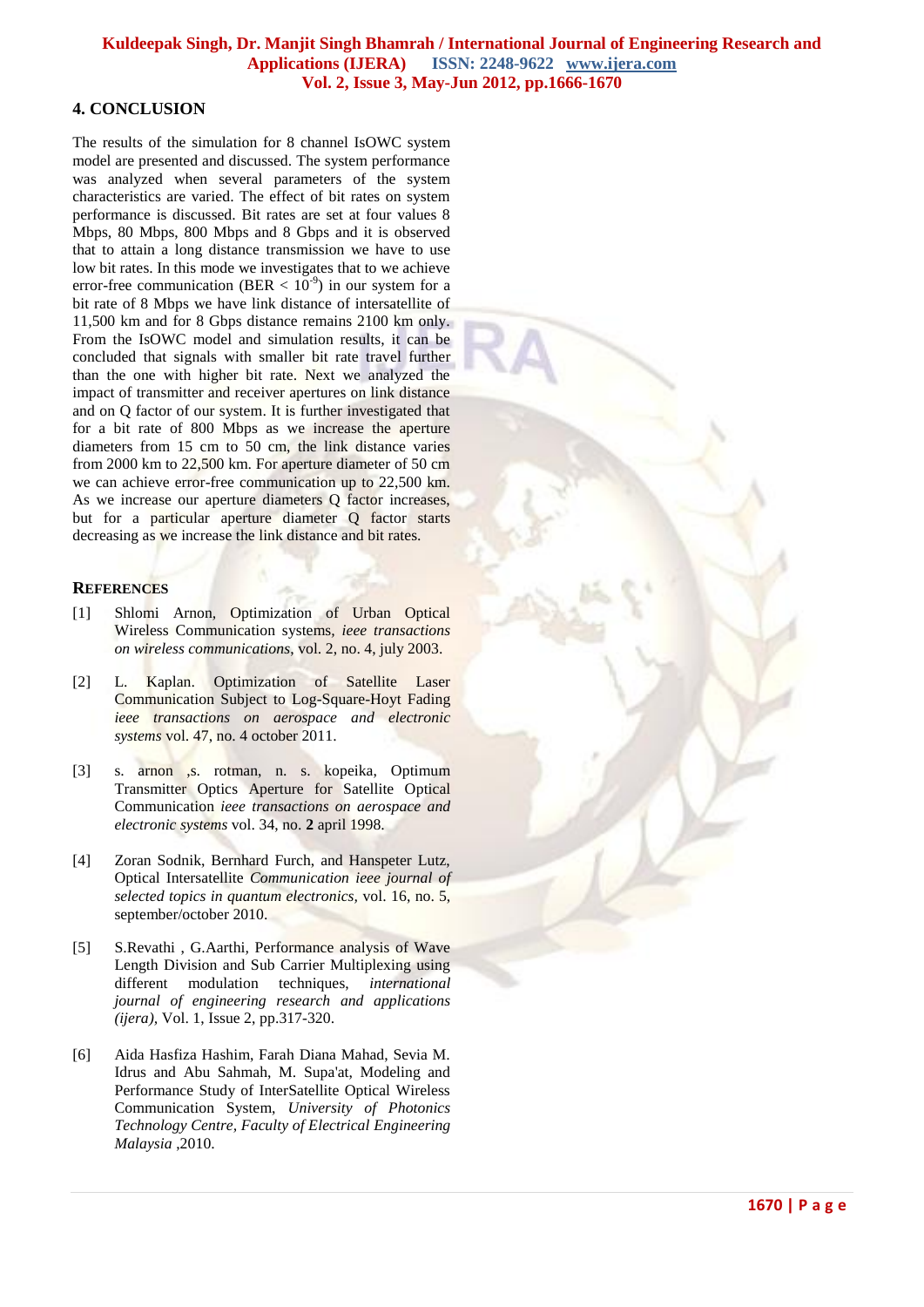## 4. CONCLUSION

The results of the simulation for 8 channel IsOWC system model are presented and discussed. The system performance was analyzed when several parameters of the system characteristics are varied. The effect of bit rates on system performance is discussed. Bit rates are set at four values 8 Mbps, 80 Mbps, 800 Mbps and 8 Gbps and it is observed that to attain a long distance transmission we have to use low bit rates. In this mode we investigates that to we achieve error-free communication (BER < $10^{-9}$) in our system for a bit rate of 8 Mbps we have link distance of intersatellite of 11,500 km and for 8 Gbps distance remains 2100 km only. From the IsOWC model and simulation results, it can be concluded that signals with smaller bit rate travel further than the one with higher bit rate. Next we analyzed the impact of transmitter and receiver apertures on link distance and on Q factor of our system. It is further investigated that for a bit rate of 800 Mbps as we increase the aperture diameters from 15 cm to 50 cm, the link distance varies from 2000 km to 22,500 km. For aperture diameter of 50 cm we can achieve error-free communication up to 22,500 km. As we increase our aperture diameters Q factor increases, but for a particular aperture diameter Q factor starts decreasing as we increase the link distance and bit rates.

## REFERENCES

[1] Shlomi Arnon, Optimization of Urban Optical Wireless Communication systems, *ieee transactions on wireless communications*, vol. 2, no. 4, july 2003.

[2] L. Kaplan. Optimization of Satellite Laser Communication Subject to Log-Square-Hoyt Fading *ieee transactions on aerospace and electronic systems* vol. 47, no. 4 october 2011.

[3] s. arnon ,s. rotman, n. s. kopeika, Optimum Transmitter Optics Aperture for Satellite Optical Communication *ieee transactions on aerospace and electronic systems* vol. 34, no. **2** april 1998.

[4] Zoran Sodnik, Bernhard Furch, and Hanspeter Lutz, Optical Intersatellite *Communication ieee journal of selected topics in quantum electronics*, vol. 16, no. 5, september/october 2010.

[5] S.Revathi , G.Aarthi, Performance analysis of Wave Length Division and Sub Carrier Multiplexing using different modulation techniques, *international journal of engineering research and applications (ijera)*, Vol. 1, Issue 2, pp.317-320.

[6] Aida Hasfiza Hashim, Farah Diana Mahad, Sevia M. Idrus and Abu Sahmah, M. Supa'at, Modeling and Performance Study of InterSatellite Optical Wireless Communication System, *University of Photonics Technology Centre, Faculty of Electrical Engineering Malaysia* ,2010.